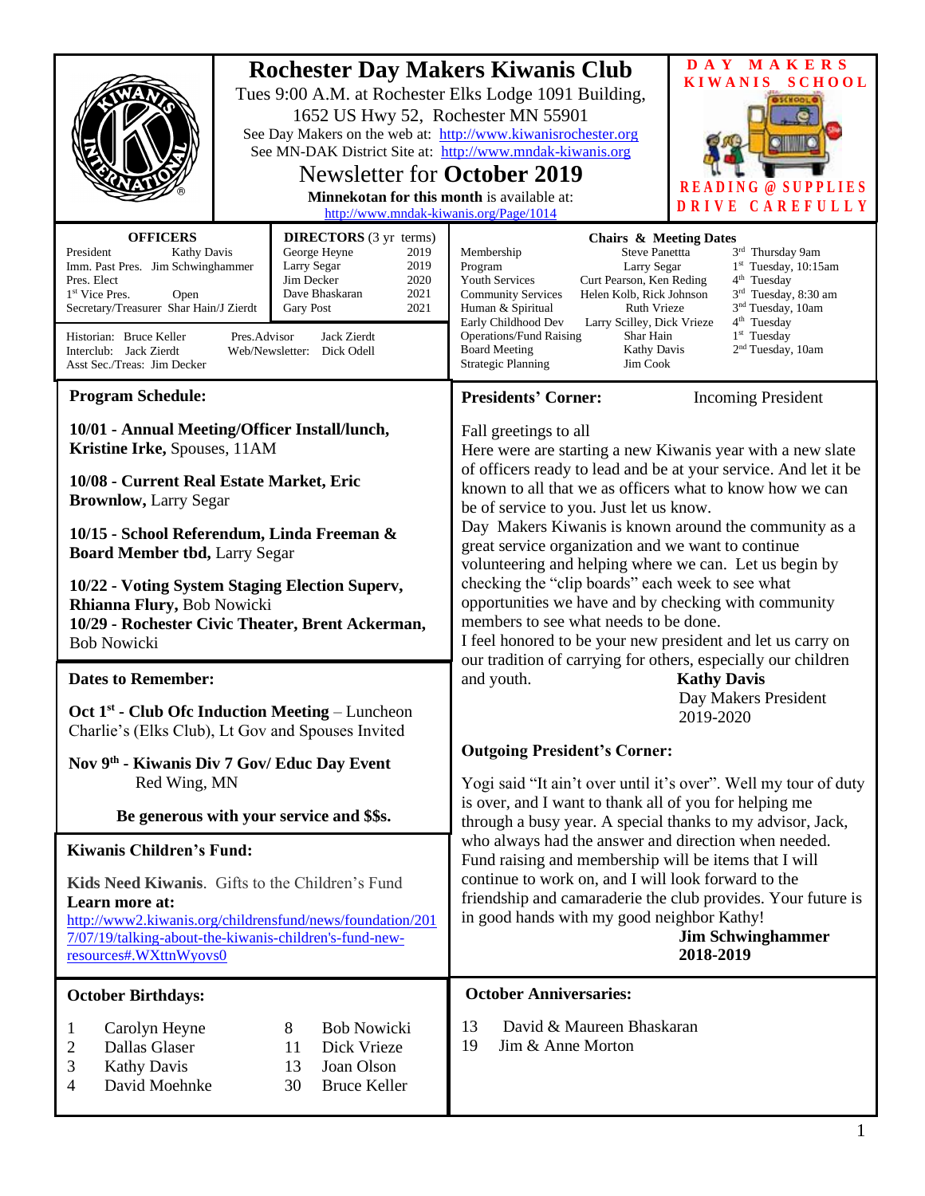# Rochester Day Makers Kiwanis Club

Tues 9:00 A.M. at Rochester Elks Lodge 1091 Building, 1652 US Hwy 52, Rochester MN 55901

See Day Makers on the web at: http://www.kiwanisrochester.org

See MN-DAK District Site at: http://www.mndak-kiwanis.org

## Newsletter for **October 2019**

**Minnekotan for this month** is available at: http://www.mndak-kiwanis.org/Page/1014

DAY MAKERS KIWANIS SCHOOL

READING @ SUPPLIES DRIVE CAREFULLY

### OFFICERS

| | |
|---|---|
| President | Kathy Davis |
| Imm. Past Pres. | Jim Schwinghammer |
| Pres. Elect | |
| 1st Vice Pres. | Open |
| Secretary/Treasurer | Shar Hain/J Zierdt |

### DIRECTORS (3 yr terms)

| | |
|---|---|
| George Heyne | 2019 |
| Larry Segar | 2019 |
| Jim Decker | 2020 |
| Dave Bhaskaran | 2021 |
| Gary Post | 2021 |

Historian: Bruce Keller
Interclub: Jack Zierdt
Asst Sec./Treas: Jim Decker
Pres.Advisor: Jack Zierdt
Web/Newsletter: Dick Odell

### Chairs & Meeting Dates

| | | |
|---|---|---|
| Membership | Steve Panettta | 3rd Thursday 9am |
| Program | Larry Segar | 1st Tuesday, 10:15am |
| Youth Services | Curt Pearson, Ken Reding | 4th Tuesday |
| Community Services | Helen Kolb, Rick Johnson | 3rd Tuesday, 8:30 am |
| Human & Spiritual | Ruth Vrieze | 3nd Tuesday, 10am |
| Early Childhood Dev | Larry Scilley, Dick Vrieze | 4th Tuesday |
| Operations/Fund Raising | Shar Hain | 1st Tuesday |
| Board Meeting | Kathy Davis | 2nd Tuesday, 10am |
| Strategic Planning | Jim Cook | |

## Program Schedule:

**10/01 - Annual Meeting/Officer Install/lunch, Kristine Irke,** Spouses, 11AM

**10/08 - Current Real Estate Market, Eric Brownlow,** Larry Segar

**10/15 - School Referendum, Linda Freeman & Board Member tbd,** Larry Segar

**10/22 - Voting System Staging Election Superv, Rhianna Flury,** Bob Nowicki

**10/29 - Rochester Civic Theater, Brent Ackerman,** Bob Nowicki

## Dates to Remember:

**Oct 1st - Club Ofc Induction Meeting** – Luncheon Charlie's (Elks Club), Lt Gov and Spouses Invited

**Nov 9th - Kiwanis Div 7 Gov/ Educ Day Event** Red Wing, MN

**Be generous with your service and $$s.**

## Kiwanis Children's Fund:

**Kids Need Kiwanis**. Gifts to the Children's Fund

**Learn more at:**
http://www2.kiwanis.org/childrensfund/news/foundation/2017/07/19/talking-about-the-kiwanis-children's-fund-new-resources#.WXttnWyovs0

## Presidents' Corner: Incoming President

Fall greetings to all

Here were are starting a new Kiwanis year with a new slate of officers ready to lead and be at your service. And let it be known to all that we as officers what to know how we can be of service to you. Just let us know.

Day Makers Kiwanis is known around the community as a great service organization and we want to continue volunteering and helping where we can. Let us begin by checking the "clip boards" each week to see what opportunities we have and by checking with community members to see what needs to be done.

I feel honored to be your new president and let us carry on our tradition of carrying for others, especially our children and youth.

**Kathy Davis**
Day Makers President
2019-2020

## Outgoing President's Corner:

Yogi said "It ain't over until it's over". Well my tour of duty is over, and I want to thank all of you for helping me through a busy year. A special thanks to my advisor, Jack, who always had the answer and direction when needed. Fund raising and membership will be items that I will continue to work on, and I will look forward to the friendship and camaraderie the club provides. Your future is in good hands with my good neighbor Kathy!

**Jim Schwinghammer**
**2018-2019**

## October Birthdays:

| | | | |
|---|---|---|---|
| 1 | Carolyn Heyne | 8 | Bob Nowicki |
| 2 | Dallas Glaser | 11 | Dick Vrieze |
| 3 | Kathy Davis | 13 | Joan Olson |
| 4 | David Moehnke | 30 | Bruce Keller |

## October Anniversaries:

| | |
|---|---|
| 13 | David & Maureen Bhaskaran |
| 19 | Jim & Anne Morton |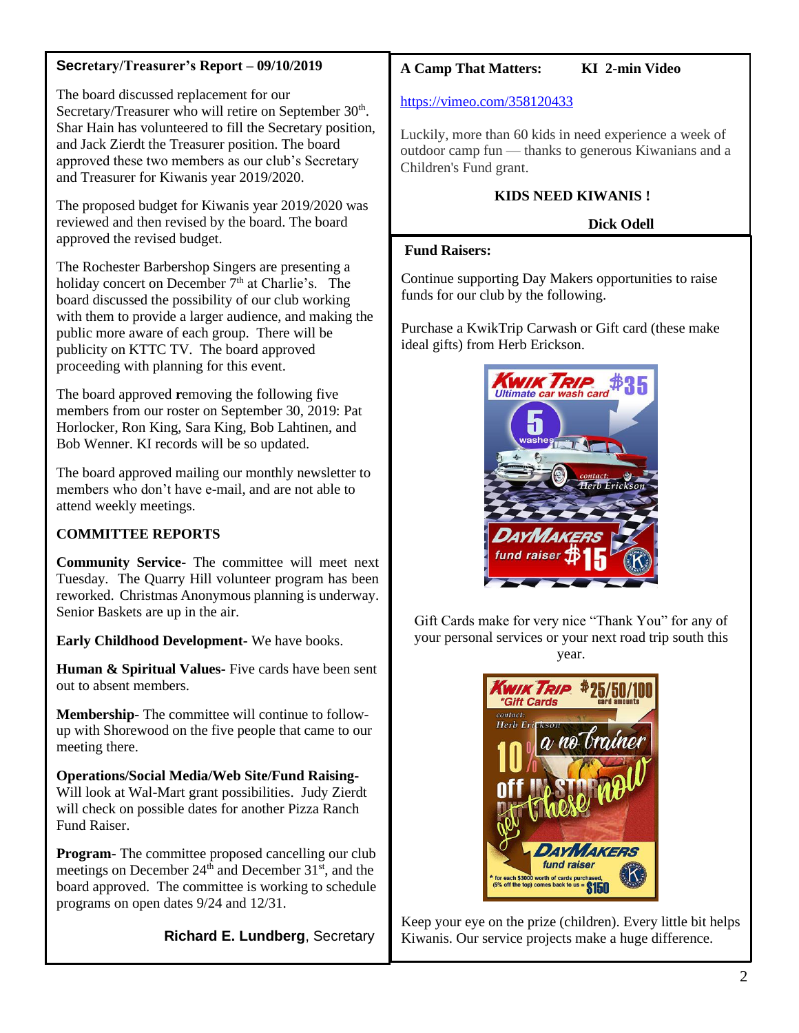## Secretary/Treasurer's Report – 09/10/2019

The board discussed replacement for our Secretary/Treasurer who will retire on September 30th. Shar Hain has volunteered to fill the Secretary position, and Jack Zierdt the Treasurer position. The board approved these two members as our club's Secretary and Treasurer for Kiwanis year 2019/2020.

The proposed budget for Kiwanis year 2019/2020 was reviewed and then revised by the board. The board approved the revised budget.

The Rochester Barbershop Singers are presenting a holiday concert on December 7th at Charlie's. The board discussed the possibility of our club working with them to provide a larger audience, and making the public more aware of each group. There will be publicity on KTTC TV. The board approved proceeding with planning for this event.

The board approved **r**emoving the following five members from our roster on September 30, 2019: Pat Horlocker, Ron King, Sara King, Bob Lahtinen, and Bob Wenner. KI records will be so updated.

The board approved mailing our monthly newsletter to members who don't have e-mail, and are not able to attend weekly meetings.

### COMMITTEE REPORTS

**Community Service-** The committee will meet next Tuesday. The Quarry Hill volunteer program has been reworked. Christmas Anonymous planning is underway. Senior Baskets are up in the air.

**Early Childhood Development-** We have books.

**Human & Spiritual Values-** Five cards have been sent out to absent members.

**Membership-** The committee will continue to follow-up with Shorewood on the five people that came to our meeting there.

**Operations/Social Media/Web Site/Fund Raising-** Will look at Wal-Mart grant possibilities. Judy Zierdt will check on possible dates for another Pizza Ranch Fund Raiser.

**Program-** The committee proposed cancelling our club meetings on December 24th and December 31st, and the board approved. The committee is working to schedule programs on open dates 9/24 and 12/31.

**Richard E. Lundberg**, Secretary

## A Camp That Matters: KI 2-min Video

https://vimeo.com/358120433

Luckily, more than 60 kids in need experience a week of outdoor camp fun — thanks to generous Kiwanians and a Children's Fund grant.

**KIDS NEED KIWANIS !**

**Dick Odell**

## Fund Raisers:

Continue supporting Day Makers opportunities to raise funds for our club by the following.

Purchase a KwikTrip Carwash or Gift card (these make ideal gifts) from Herb Erickson.

Kwik Trip Ultimate car wash card $35 — 5 washes — contact: Herb Erickson — DayMakers fund raiser $15

Gift Cards make for very nice "Thank You" for any of your personal services or your next road trip south this year.

Kwik Trip *Gift Cards $25/50/100 card amounts — contact: Herb Erickson — a no brainer — get these now — DayMakers fund raiser — * for each $3000 worth of cards purchased, (5% off the top) comes back to us = $150

Keep your eye on the prize (children). Every little bit helps Kiwanis. Our service projects make a huge difference.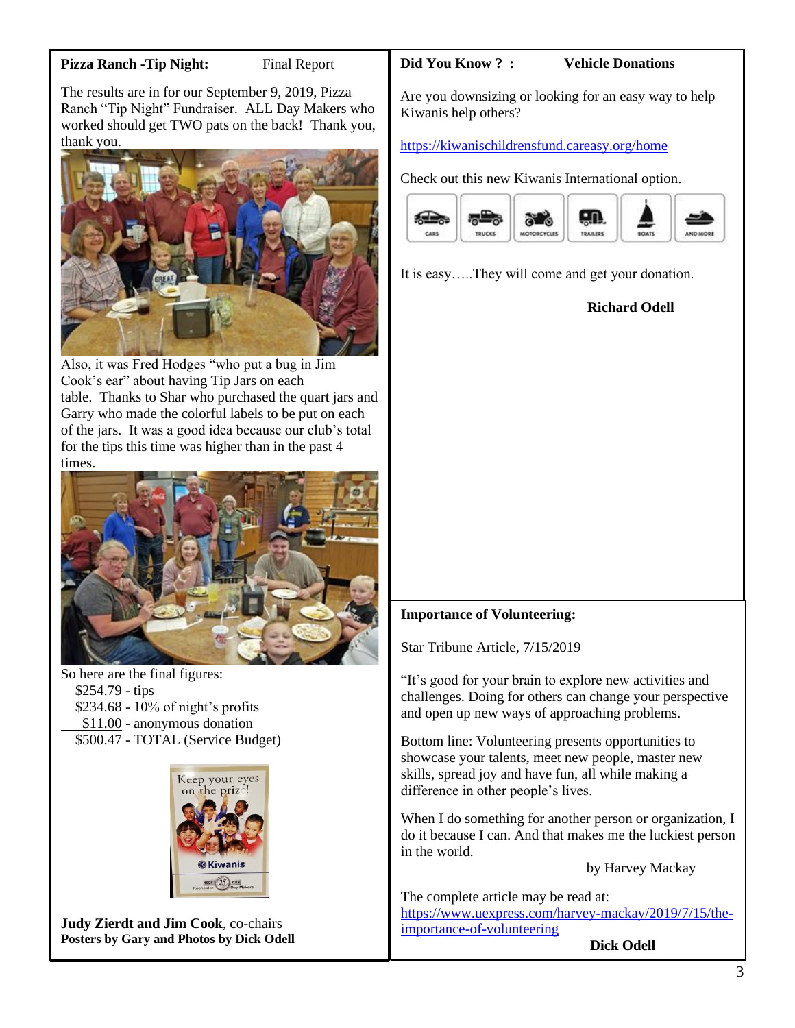**Pizza Ranch -Tip Night:** Final Report

The results are in for our September 9, 2019, Pizza Ranch "Tip Night" Fundraiser. ALL Day Makers who worked should get TWO pats on the back! Thank you, thank you.

Also, it was Fred Hodges "who put a bug in Jim Cook's ear" about having Tip Jars on each table. Thanks to Shar who purchased the quart jars and Garry who made the colorful labels to be put on each of the jars. It was a good idea because our club's total for the tips this time was higher than in the past 4 times.

So here are the final figures:

$254.79 - tips
$234.68 - 10% of night's profits
$11.00 - anonymous donation
$500.47 - TOTAL (Service Budget)

**Judy Zierdt and Jim Cook**, co-chairs
**Posters by Gary and Photos by Dick Odell**

**Did You Know ? : Vehicle Donations**

Are you downsizing or looking for an easy way to help Kiwanis help others?

https://kiwanischildrensfund.careasy.org/home

Check out this new Kiwanis International option.

It is easy…..They will come and get your donation.

**Richard Odell**

**Importance of Volunteering:**

Star Tribune Article, 7/15/2019

"It's good for your brain to explore new activities and challenges. Doing for others can change your perspective and open up new ways of approaching problems.

Bottom line: Volunteering presents opportunities to showcase your talents, meet new people, master new skills, spread joy and have fun, all while making a difference in other people's lives.

When I do something for another person or organization, I do it because I can. And that makes me the luckiest person in the world.

by Harvey Mackay

The complete article may be read at:
https://www.uexpress.com/harvey-mackay/2019/7/15/the-importance-of-volunteering

**Dick Odell**